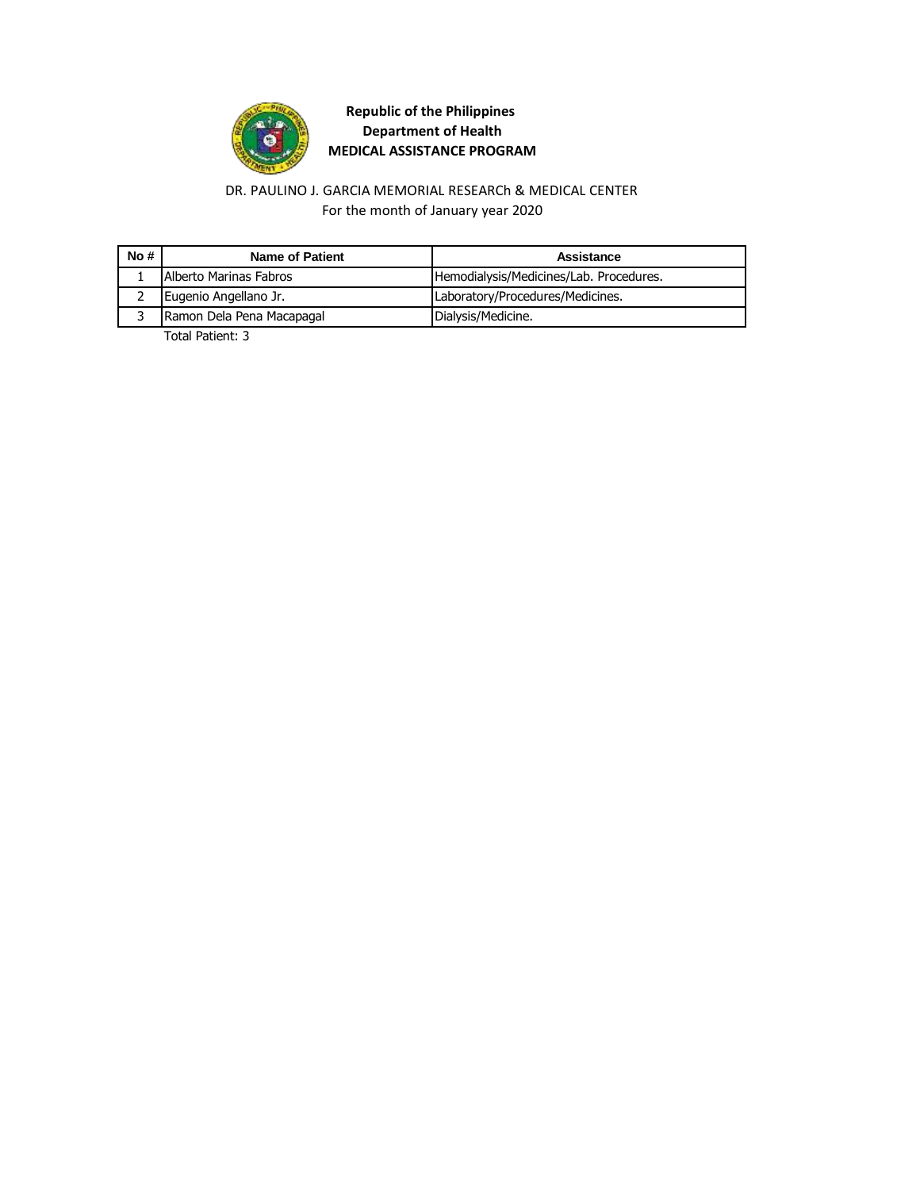**Republic of the Philippines**
**Department of Health**
**MEDICAL ASSISTANCE PROGRAM**

DR. PAULINO J. GARCIA MEMORIAL RESEARCh & MEDICAL CENTER
For the month of January year 2020

| No # | Name of Patient | Assistance |
|---|---|---|
| 1 | Alberto Marinas Fabros | Hemodialysis/Medicines/Lab. Procedures. |
| 2 | Eugenio Angellano Jr. | Laboratory/Procedures/Medicines. |
| 3 | Ramon Dela Pena Macapagal | Dialysis/Medicine. |

Total Patient: 3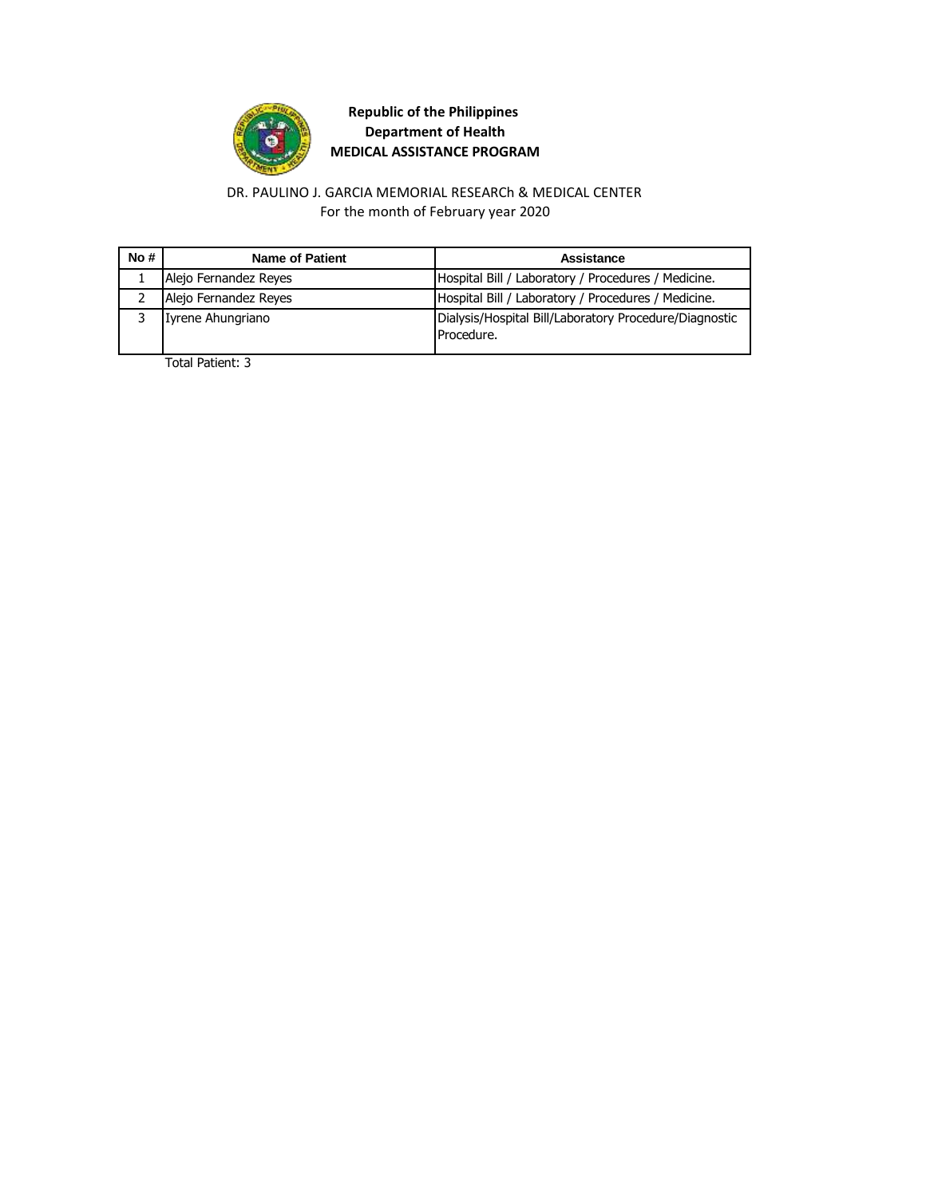**Republic of the Philippines**
**Department of Health**
**MEDICAL ASSISTANCE PROGRAM**

DR. PAULINO J. GARCIA MEMORIAL RESEARCh & MEDICAL CENTER
For the month of February year 2020

| No # | Name of Patient | Assistance |
| --- | --- | --- |
| 1 | Alejo Fernandez Reyes | Hospital Bill / Laboratory / Procedures / Medicine. |
| 2 | Alejo Fernandez Reyes | Hospital Bill / Laboratory / Procedures / Medicine. |
| 3 | Iyrene Ahungriano | Dialysis/Hospital Bill/Laboratory Procedure/Diagnostic Procedure. |

Total Patient: 3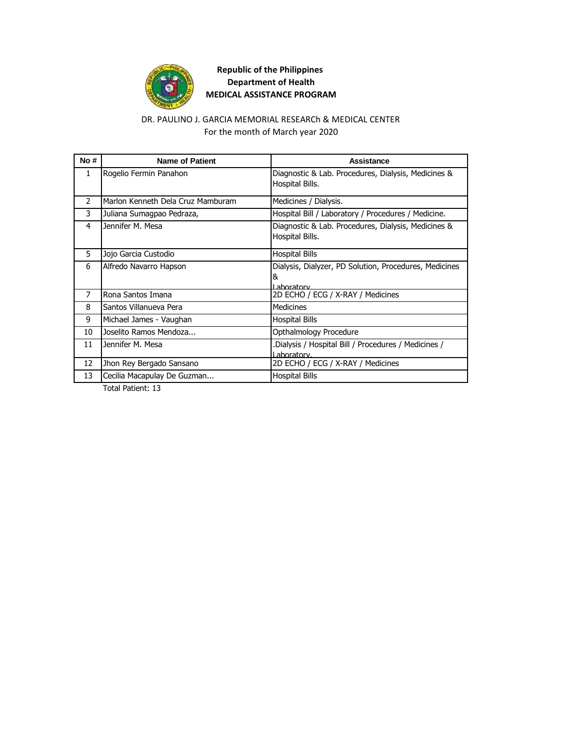**Republic of the Philippines**
**Department of Health**
**MEDICAL ASSISTANCE PROGRAM**

DR. PAULINO J. GARCIA MEMORIAL RESEARCh & MEDICAL CENTER
For the month of March year 2020

| No # | Name of Patient | Assistance |
|---|---|---|
| 1 | Rogelio Fermin Panahon | Diagnostic & Lab. Procedures, Dialysis, Medicines & Hospital Bills. |
| 2 | Marlon Kenneth Dela Cruz Mamburam | Medicines / Dialysis. |
| 3 | Juliana Sumagpao Pedraza, | Hospital Bill / Laboratory / Procedures / Medicine. |
| 4 | Jennifer M. Mesa | Diagnostic & Lab. Procedures, Dialysis, Medicines & Hospital Bills. |
| 5 | Jojo Garcia Custodio | Hospital Bills |
| 6 | Alfredo Navarro Hapson | Dialysis, Dialyzer, PD Solution, Procedures, Medicines & Laboratory |
| 7 | Rona Santos Imana | 2D ECHO / ECG / X-RAY / Medicines |
| 8 | Santos Villanueva Pera | Medicines |
| 9 | Michael James - Vaughan | Hospital Bills |
| 10 | Joselito Ramos Mendoza... | Opthalmology Procedure |
| 11 | Jennifer M. Mesa | .Dialysis / Hospital Bill / Procedures / Medicines / Laboratory. |
| 12 | Jhon Rey Bergado Sansano | 2D ECHO / ECG / X-RAY / Medicines |
| 13 | Cecilia Macapulay De Guzman... | Hospital Bills |

Total Patient: 13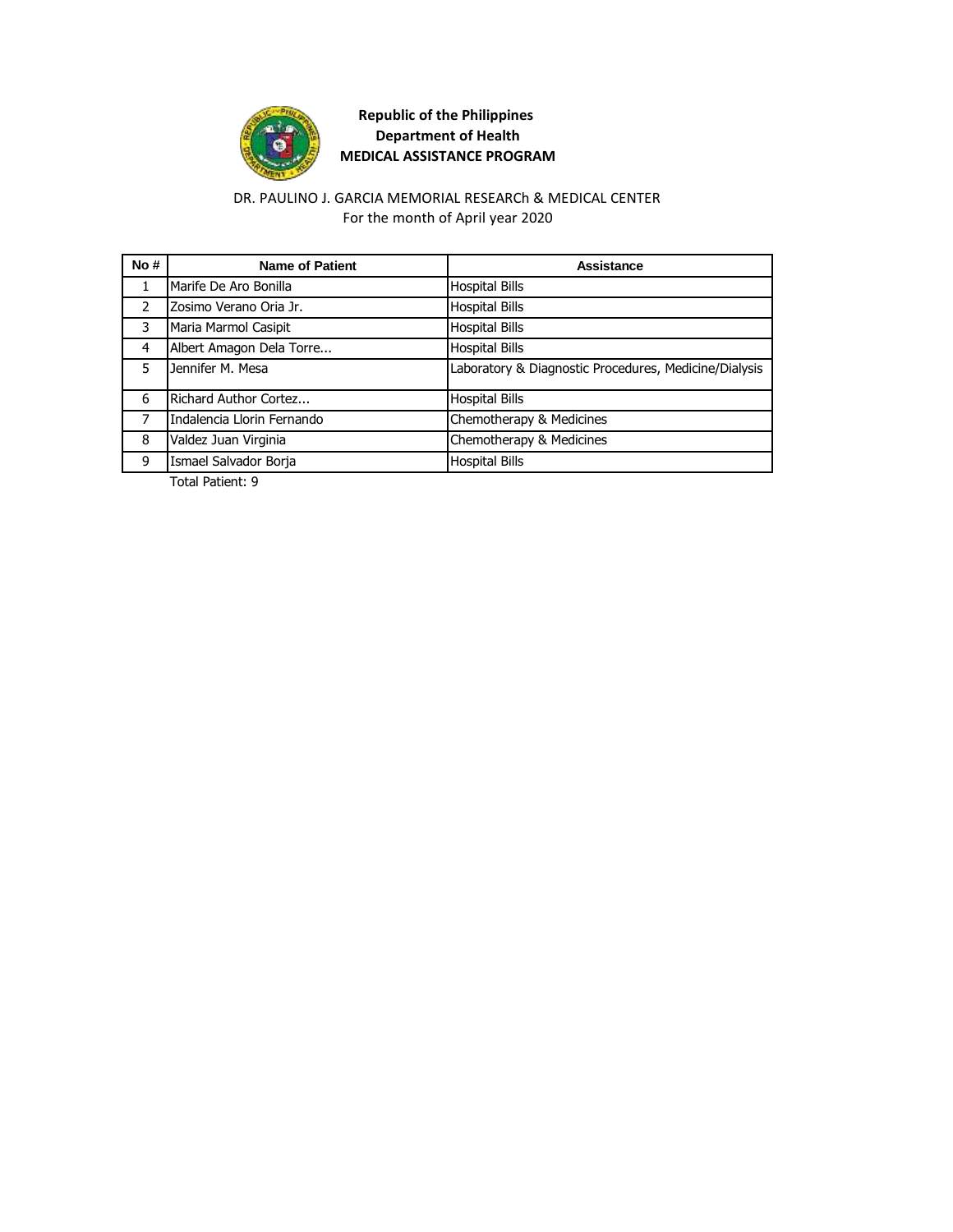**Republic of the Philippines**
**Department of Health**
**MEDICAL ASSISTANCE PROGRAM**

DR. PAULINO J. GARCIA MEMORIAL RESEARCh & MEDICAL CENTER
For the month of April year 2020

| No # | Name of Patient | Assistance |
|---|---|---|
| 1 | Marife De Aro Bonilla | Hospital Bills |
| 2 | Zosimo Verano Oria Jr. | Hospital Bills |
| 3 | Maria Marmol Casipit | Hospital Bills |
| 4 | Albert Amagon Dela Torre... | Hospital Bills |
| 5 | Jennifer M. Mesa | Laboratory & Diagnostic Procedures, Medicine/Dialysis |
| 6 | Richard Author Cortez... | Hospital Bills |
| 7 | Indalencia Llorin Fernando | Chemotherapy & Medicines |
| 8 | Valdez Juan Virginia | Chemotherapy & Medicines |
| 9 | Ismael Salvador Borja | Hospital Bills |

Total Patient: 9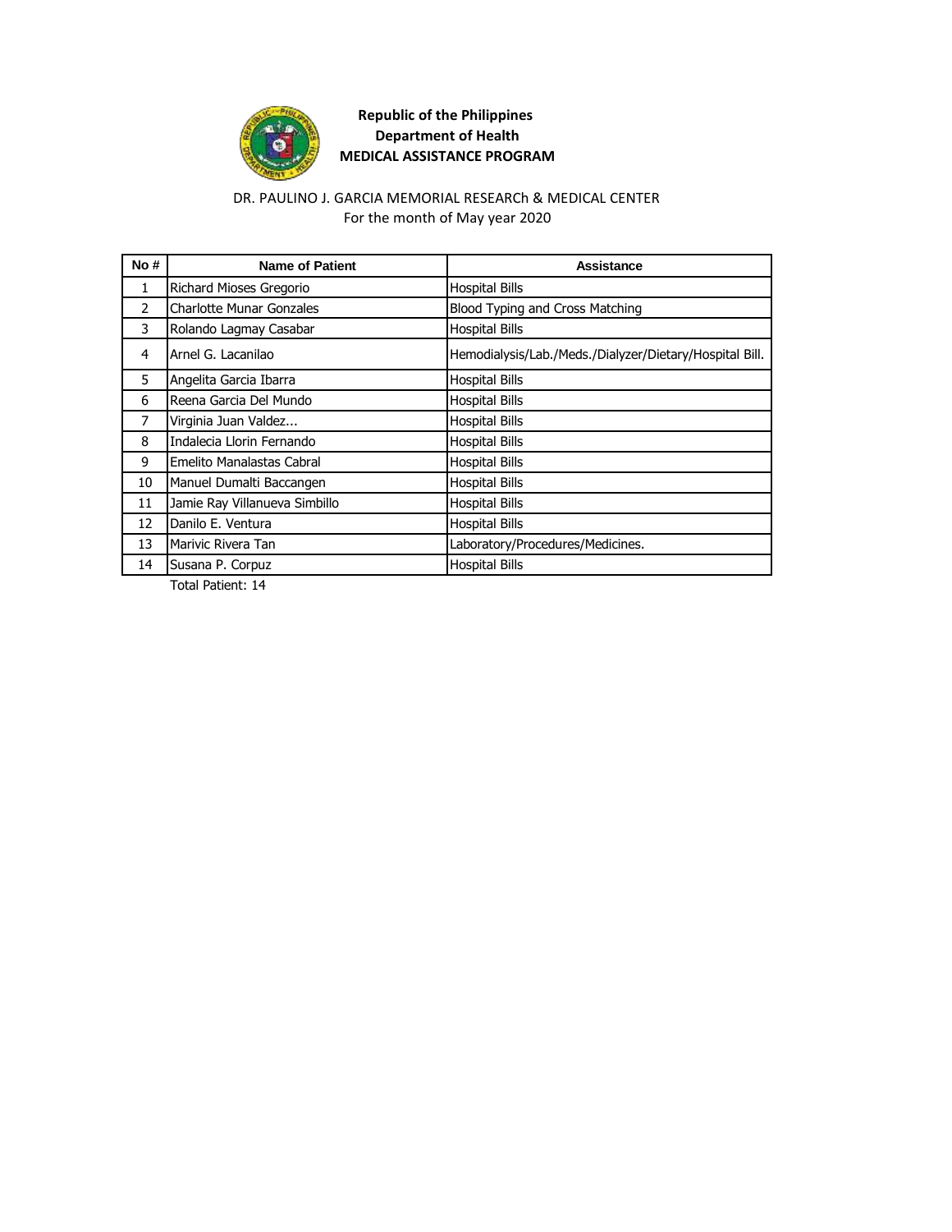**Republic of the Philippines**
**Department of Health**
**MEDICAL ASSISTANCE PROGRAM**

DR. PAULINO J. GARCIA MEMORIAL RESEARCh & MEDICAL CENTER
For the month of May year 2020

| No # | Name of Patient | Assistance |
|---|---|---|
| 1 | Richard Mioses Gregorio | Hospital Bills |
| 2 | Charlotte Munar Gonzales | Blood Typing and Cross Matching |
| 3 | Rolando Lagmay Casabar | Hospital Bills |
| 4 | Arnel G. Lacanilao | Hemodialysis/Lab./Meds./Dialyzer/Dietary/Hospital Bill. |
| 5 | Angelita Garcia Ibarra | Hospital Bills |
| 6 | Reena Garcia Del Mundo | Hospital Bills |
| 7 | Virginia Juan Valdez... | Hospital Bills |
| 8 | Indalecia Llorin Fernando | Hospital Bills |
| 9 | Emelito Manalastas Cabral | Hospital Bills |
| 10 | Manuel Dumalti Baccangen | Hospital Bills |
| 11 | Jamie Ray Villanueva Simbillo | Hospital Bills |
| 12 | Danilo E. Ventura | Hospital Bills |
| 13 | Marivic Rivera Tan | Laboratory/Procedures/Medicines. |
| 14 | Susana P. Corpuz | Hospital Bills |

Total Patient: 14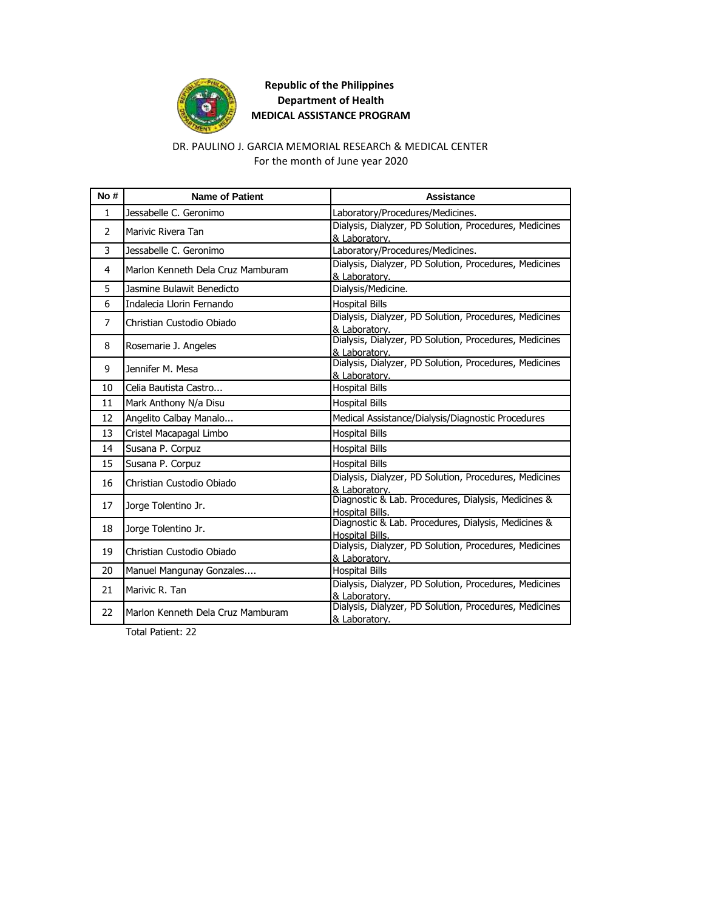**Republic of the Philippines**
**Department of Health**
**MEDICAL ASSISTANCE PROGRAM**

DR. PAULINO J. GARCIA MEMORIAL RESEARCh & MEDICAL CENTER
For the month of June year 2020

| No # | Name of Patient | Assistance |
|---|---|---|
| 1 | Jessabelle C. Geronimo | Laboratory/Procedures/Medicines. |
| 2 | Marivic Rivera Tan | Dialysis, Dialyzer, PD Solution, Procedures, Medicines & Laboratory. |
| 3 | Jessabelle C. Geronimo | Laboratory/Procedures/Medicines. |
| 4 | Marlon Kenneth Dela Cruz Mamburam | Dialysis, Dialyzer, PD Solution, Procedures, Medicines & Laboratory. |
| 5 | Jasmine Bulawit Benedicto | Dialysis/Medicine. |
| 6 | Indalecia Llorin Fernando | Hospital Bills |
| 7 | Christian Custodio Obiado | Dialysis, Dialyzer, PD Solution, Procedures, Medicines & Laboratory. |
| 8 | Rosemarie J. Angeles | Dialysis, Dialyzer, PD Solution, Procedures, Medicines & Laboratory. |
| 9 | Jennifer M. Mesa | Dialysis, Dialyzer, PD Solution, Procedures, Medicines & Laboratory. |
| 10 | Celia Bautista Castro... | Hospital Bills |
| 11 | Mark Anthony N/a Disu | Hospital Bills |
| 12 | Angelito Calbay Manalo... | Medical Assistance/Dialysis/Diagnostic Procedures |
| 13 | Cristel Macapagal Limbo | Hospital Bills |
| 14 | Susana P. Corpuz | Hospital Bills |
| 15 | Susana P. Corpuz | Hospital Bills |
| 16 | Christian Custodio Obiado | Dialysis, Dialyzer, PD Solution, Procedures, Medicines & Laboratory. |
| 17 | Jorge Tolentino Jr. | Diagnostic & Lab. Procedures, Dialysis, Medicines & Hospital Bills. |
| 18 | Jorge Tolentino Jr. | Diagnostic & Lab. Procedures, Dialysis, Medicines & Hospital Bills. |
| 19 | Christian Custodio Obiado | Dialysis, Dialyzer, PD Solution, Procedures, Medicines & Laboratory. |
| 20 | Manuel Mangunay Gonzales.... | Hospital Bills |
| 21 | Marivic R. Tan | Dialysis, Dialyzer, PD Solution, Procedures, Medicines & Laboratory. |
| 22 | Marlon Kenneth Dela Cruz Mamburam | Dialysis, Dialyzer, PD Solution, Procedures, Medicines & Laboratory. |

Total Patient: 22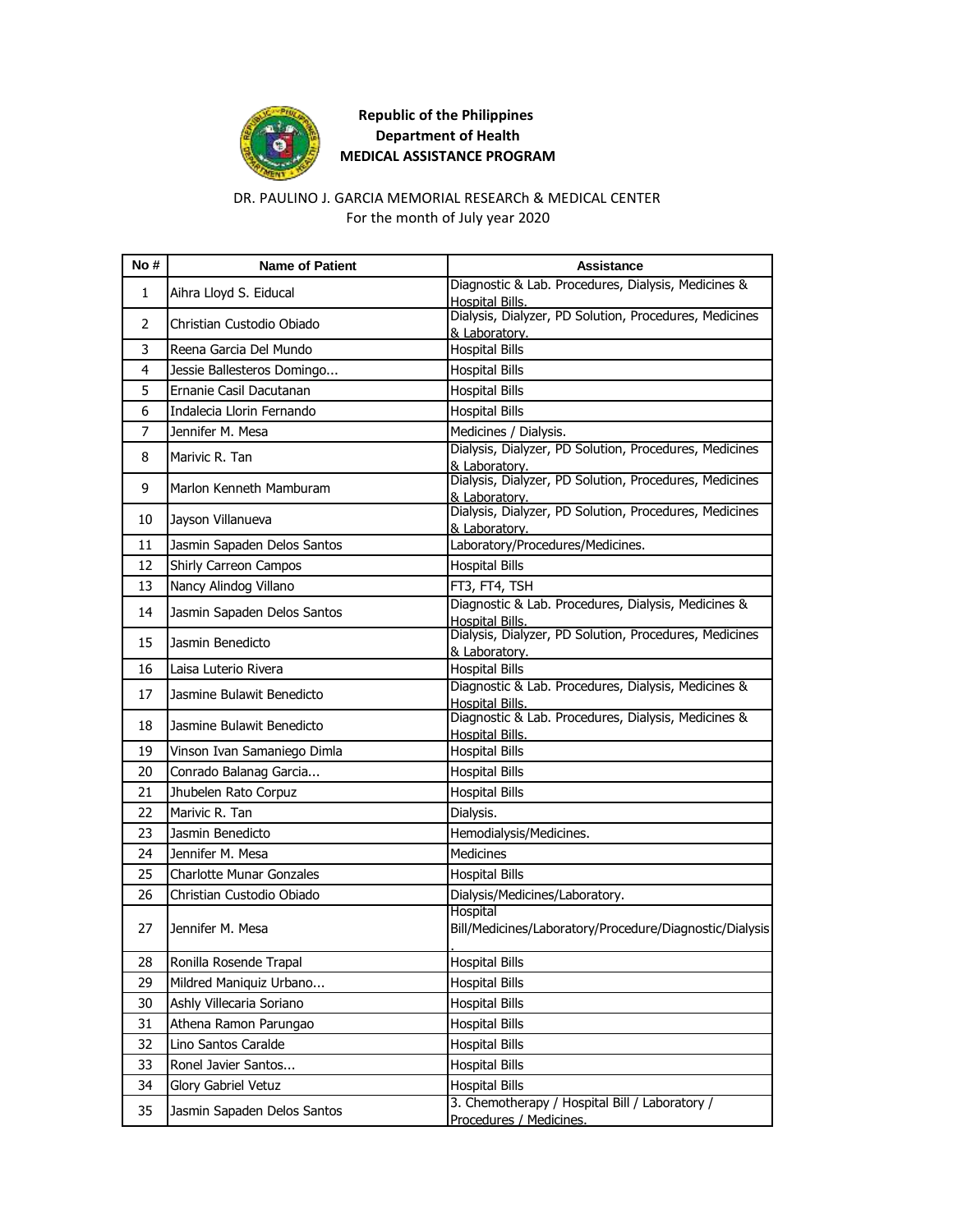**Republic of the Philippines**
**Department of Health**
**MEDICAL ASSISTANCE PROGRAM**

DR. PAULINO J. GARCIA MEMORIAL RESEARCh & MEDICAL CENTER
For the month of July year 2020

| No # | Name of Patient | Assistance |
|---|---|---|
| 1 | Aihra Lloyd S. Eiducal | Diagnostic & Lab. Procedures, Dialysis, Medicines & Hospital Bills. |
| 2 | Christian Custodio Obiado | Dialysis, Dialyzer, PD Solution, Procedures, Medicines & Laboratory. |
| 3 | Reena Garcia Del Mundo | Hospital Bills |
| 4 | Jessie Ballesteros Domingo... | Hospital Bills |
| 5 | Ernanie Casil Dacutanan | Hospital Bills |
| 6 | Indalecia Llorin Fernando | Hospital Bills |
| 7 | Jennifer M. Mesa | Medicines / Dialysis. |
| 8 | Marivic R. Tan | Dialysis, Dialyzer, PD Solution, Procedures, Medicines & Laboratory. |
| 9 | Marlon Kenneth Mamburam | Dialysis, Dialyzer, PD Solution, Procedures, Medicines & Laboratory. |
| 10 | Jayson Villanueva | Dialysis, Dialyzer, PD Solution, Procedures, Medicines & Laboratory. |
| 11 | Jasmin Sapaden Delos Santos | Laboratory/Procedures/Medicines. |
| 12 | Shirly Carreon Campos | Hospital Bills |
| 13 | Nancy Alindog Villano | FT3, FT4, TSH |
| 14 | Jasmin Sapaden Delos Santos | Diagnostic & Lab. Procedures, Dialysis, Medicines & Hospital Bills. |
| 15 | Jasmin Benedicto | Dialysis, Dialyzer, PD Solution, Procedures, Medicines & Laboratory. |
| 16 | Laisa Luterio Rivera | Hospital Bills |
| 17 | Jasmine Bulawit Benedicto | Diagnostic & Lab. Procedures, Dialysis, Medicines & Hospital Bills. |
| 18 | Jasmine Bulawit Benedicto | Diagnostic & Lab. Procedures, Dialysis, Medicines & Hospital Bills. |
| 19 | Vinson Ivan Samaniego Dimla | Hospital Bills |
| 20 | Conrado Balanag Garcia... | Hospital Bills |
| 21 | Jhubelen Rato Corpuz | Hospital Bills |
| 22 | Marivic R. Tan | Dialysis. |
| 23 | Jasmin Benedicto | Hemodialysis/Medicines. |
| 24 | Jennifer M. Mesa | Medicines |
| 25 | Charlotte Munar Gonzales | Hospital Bills |
| 26 | Christian Custodio Obiado | Dialysis/Medicines/Laboratory. |
| 27 | Jennifer M. Mesa | Hospital Bill/Medicines/Laboratory/Procedure/Diagnostic/Dialysis. |
| 28 | Ronilla Rosende Trapal | Hospital Bills |
| 29 | Mildred Maniquiz Urbano... | Hospital Bills |
| 30 | Ashly Villecaria Soriano | Hospital Bills |
| 31 | Athena Ramon Parungao | Hospital Bills |
| 32 | Lino Santos Caralde | Hospital Bills |
| 33 | Ronel Javier Santos... | Hospital Bills |
| 34 | Glory Gabriel Vetuz | Hospital Bills |
| 35 | Jasmin Sapaden Delos Santos | 3. Chemotherapy / Hospital Bill / Laboratory / Procedures / Medicines. |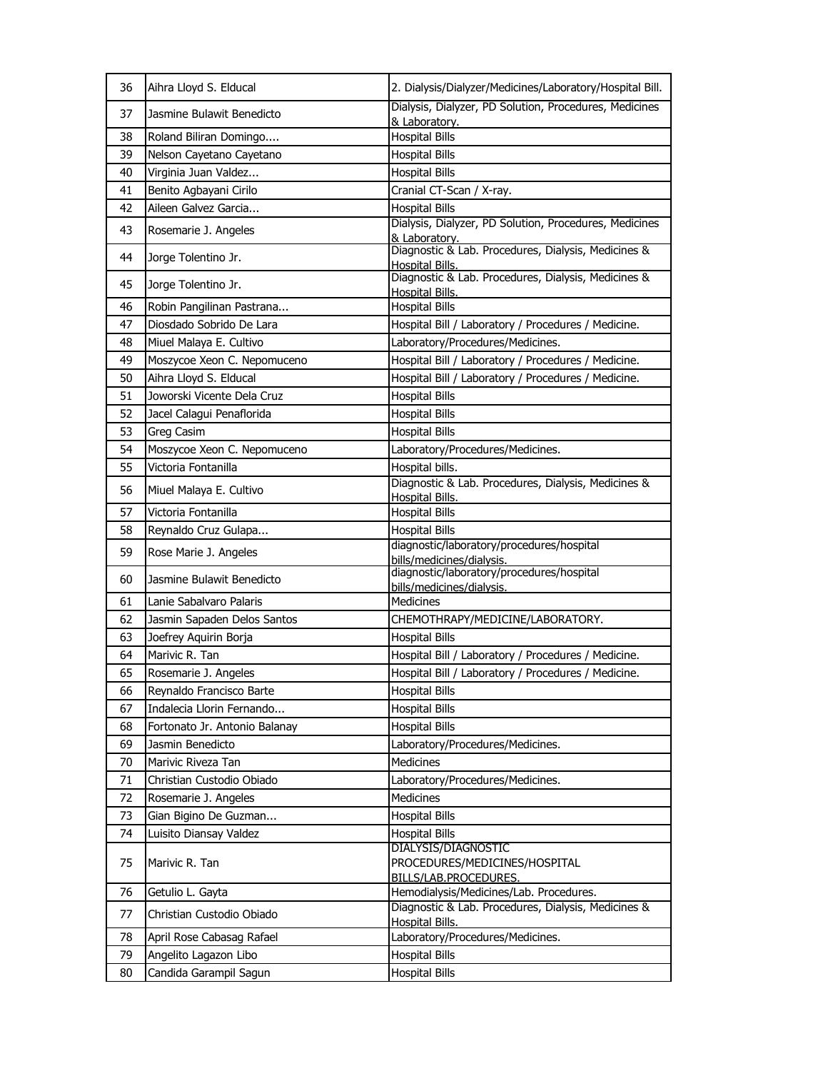| 36 | Aihra Lloyd S. Elducal | 2. Dialysis/Dialyzer/Medicines/Laboratory/Hospital Bill. |
|---|---|---|
| 37 | Jasmine Bulawit Benedicto | Dialysis, Dialyzer, PD Solution, Procedures, Medicines & Laboratory. |
| 38 | Roland Biliran Domingo.... | Hospital Bills |
| 39 | Nelson Cayetano Cayetano | Hospital Bills |
| 40 | Virginia Juan Valdez... | Hospital Bills |
| 41 | Benito Agbayani Cirilo | Cranial CT-Scan / X-ray. |
| 42 | Aileen Galvez Garcia... | Hospital Bills |
| 43 | Rosemarie J. Angeles | Dialysis, Dialyzer, PD Solution, Procedures, Medicines & Laboratory. |
| 44 | Jorge Tolentino Jr. | Diagnostic & Lab. Procedures, Dialysis, Medicines & Hospital Bills. |
| 45 | Jorge Tolentino Jr. | Diagnostic & Lab. Procedures, Dialysis, Medicines & Hospital Bills. |
| 46 | Robin Pangilinan Pastrana... | Hospital Bills |
| 47 | Diosdado Sobrido De Lara | Hospital Bill / Laboratory / Procedures / Medicine. |
| 48 | Miuel Malaya E. Cultivo | Laboratory/Procedures/Medicines. |
| 49 | Moszycoe Xeon C. Nepomuceno | Hospital Bill / Laboratory / Procedures / Medicine. |
| 50 | Aihra Lloyd S. Elducal | Hospital Bill / Laboratory / Procedures / Medicine. |
| 51 | Joworski Vicente Dela Cruz | Hospital Bills |
| 52 | Jacel Calagui Penaflorida | Hospital Bills |
| 53 | Greg Casim | Hospital Bills |
| 54 | Moszycoe Xeon C. Nepomuceno | Laboratory/Procedures/Medicines. |
| 55 | Victoria Fontanilla | Hospital bills. |
| 56 | Miuel Malaya E. Cultivo | Diagnostic & Lab. Procedures, Dialysis, Medicines & Hospital Bills. |
| 57 | Victoria Fontanilla | Hospital Bills |
| 58 | Reynaldo Cruz Gulapa... | Hospital Bills |
| 59 | Rose Marie J. Angeles | diagnostic/laboratory/procedures/hospital bills/medicines/dialysis. |
| 60 | Jasmine Bulawit Benedicto | diagnostic/laboratory/procedures/hospital bills/medicines/dialysis. |
| 61 | Lanie Sabalvaro Palaris | Medicines |
| 62 | Jasmin Sapaden Delos Santos | CHEMOTHRAPY/MEDICINE/LABORATORY. |
| 63 | Joefrey Aquirin Borja | Hospital Bills |
| 64 | Marivic R. Tan | Hospital Bill / Laboratory / Procedures / Medicine. |
| 65 | Rosemarie J. Angeles | Hospital Bill / Laboratory / Procedures / Medicine. |
| 66 | Reynaldo Francisco Barte | Hospital Bills |
| 67 | Indalecia Llorin Fernando... | Hospital Bills |
| 68 | Fortonato Jr. Antonio Balanay | Hospital Bills |
| 69 | Jasmin Benedicto | Laboratory/Procedures/Medicines. |
| 70 | Marivic Riveza Tan | Medicines |
| 71 | Christian Custodio Obiado | Laboratory/Procedures/Medicines. |
| 72 | Rosemarie J. Angeles | Medicines |
| 73 | Gian Bigino De Guzman... | Hospital Bills |
| 74 | Luisito Diansay Valdez | Hospital Bills |
| 75 | Marivic R. Tan | DIALYSIS/DIAGNOSTIC PROCEDURES/MEDICINES/HOSPITAL BILLS/LAB.PROCEDURES. |
| 76 | Getulio L. Gayta | Hemodialysis/Medicines/Lab. Procedures. |
| 77 | Christian Custodio Obiado | Diagnostic & Lab. Procedures, Dialysis, Medicines & Hospital Bills. |
| 78 | April Rose Cabasag Rafael | Laboratory/Procedures/Medicines. |
| 79 | Angelito Lagazon Libo | Hospital Bills |
| 80 | Candida Garampil Sagun | Hospital Bills |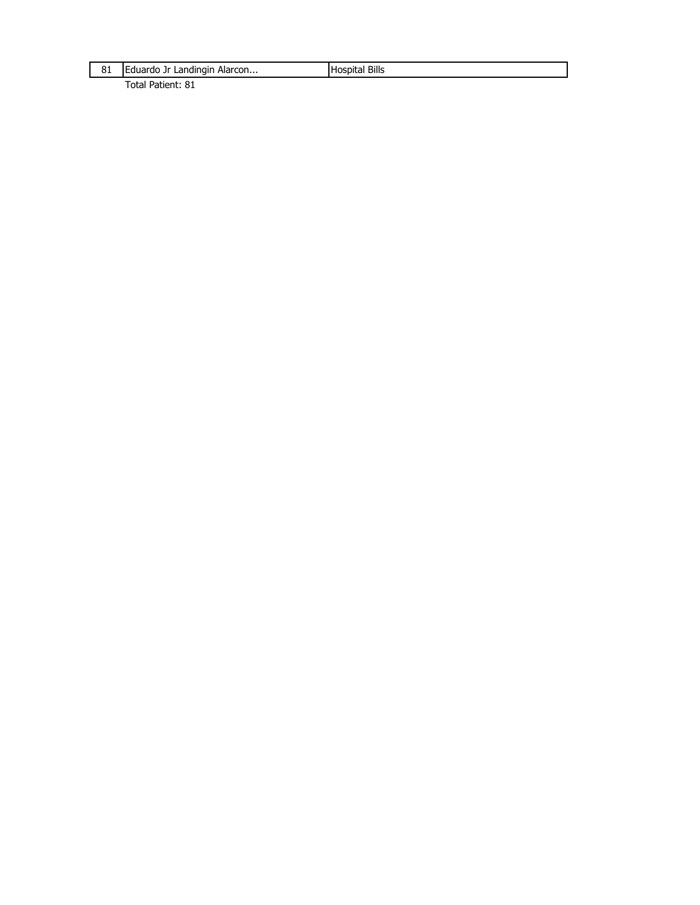| | | |
|---|---|---|
| 81 | Eduardo Jr Landingin Alarcon... | Hospital Bills |

Total Patient: 81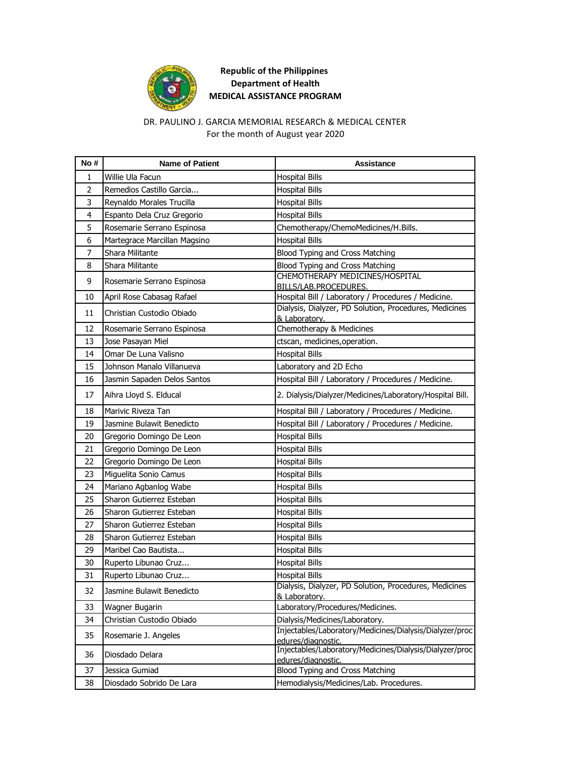**Republic of the Philippines**
**Department of Health**
**MEDICAL ASSISTANCE PROGRAM**

DR. PAULINO J. GARCIA MEMORIAL RESEARCh & MEDICAL CENTER
For the month of August year 2020

| No # | Name of Patient | Assistance |
|---|---|---|
| 1 | Willie Ula Facun | Hospital Bills |
| 2 | Remedios Castillo Garcia... | Hospital Bills |
| 3 | Reynaldo Morales Trucilla | Hospital Bills |
| 4 | Espanto Dela Cruz Gregorio | Hospital Bills |
| 5 | Rosemarie Serrano Espinosa | Chemotherapy/ChemoMedicines/H.Bills. |
| 6 | Martegrace Marcillan Magsino | Hospital Bills |
| 7 | Shara Militante | Blood Typing and Cross Matching |
| 8 | Shara Militante | Blood Typing and Cross Matching |
| 9 | Rosemarie Serrano Espinosa | CHEMOTHERAPY MEDICINES/HOSPITAL BILLS/LAB.PROCEDURES. |
| 10 | April Rose Cabasag Rafael | Hospital Bill / Laboratory / Procedures / Medicine. |
| 11 | Christian Custodio Obiado | Dialysis, Dialyzer, PD Solution, Procedures, Medicines & Laboratory. |
| 12 | Rosemarie Serrano Espinosa | Chemotherapy & Medicines |
| 13 | Jose Pasayan Miel | ctscan, medicines,operation. |
| 14 | Omar De Luna Valisno | Hospital Bills |
| 15 | Johnson Manalo Villanueva | Laboratory and 2D Echo |
| 16 | Jasmin Sapaden Delos Santos | Hospital Bill / Laboratory / Procedures / Medicine. |
| 17 | Aihra Lloyd S. Elducal | 2. Dialysis/Dialyzer/Medicines/Laboratory/Hospital Bill. |
| 18 | Marivic Riveza Tan | Hospital Bill / Laboratory / Procedures / Medicine. |
| 19 | Jasmine Bulawit Benedicto | Hospital Bill / Laboratory / Procedures / Medicine. |
| 20 | Gregorio Domingo De Leon | Hospital Bills |
| 21 | Gregorio Domingo De Leon | Hospital Bills |
| 22 | Gregorio Domingo De Leon | Hospital Bills |
| 23 | Miguelita Sonio Camus | Hospital Bills |
| 24 | Mariano Agbanlog Wabe | Hospital Bills |
| 25 | Sharon Gutierrez Esteban | Hospital Bills |
| 26 | Sharon Gutierrez Esteban | Hospital Bills |
| 27 | Sharon Gutierrez Esteban | Hospital Bills |
| 28 | Sharon Gutierrez Esteban | Hospital Bills |
| 29 | Maribel Cao Bautista... | Hospital Bills |
| 30 | Ruperto Libunao Cruz... | Hospital Bills |
| 31 | Ruperto Libunao Cruz... | Hospital Bills |
| 32 | Jasmine Bulawit Benedicto | Dialysis, Dialyzer, PD Solution, Procedures, Medicines & Laboratory. |
| 33 | Wagner Bugarin | Laboratory/Procedures/Medicines. |
| 34 | Christian Custodio Obiado | Dialysis/Medicines/Laboratory. |
| 35 | Rosemarie J. Angeles | Injectables/Laboratory/Medicines/Dialysis/Dialyzer/procedures/diagnostic. |
| 36 | Diosdado Delara | Injectables/Laboratory/Medicines/Dialysis/Dialyzer/procedures/diagnostic. |
| 37 | Jessica Gumiad | Blood Typing and Cross Matching |
| 38 | Diosdado Sobrido De Lara | Hemodialysis/Medicines/Lab. Procedures. |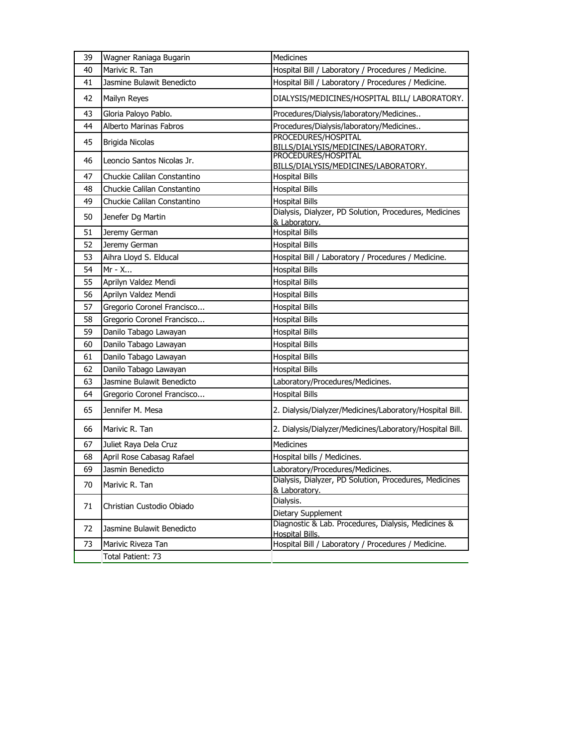| 39 | Wagner Raniaga Bugarin | Medicines |
|---|---|---|
| 40 | Marivic R. Tan | Hospital Bill / Laboratory / Procedures / Medicine. |
| 41 | Jasmine Bulawit Benedicto | Hospital Bill / Laboratory / Procedures / Medicine. |
| 42 | Mailyn Reyes | DIALYSIS/MEDICINES/HOSPITAL BILL/ LABORATORY. |
| 43 | Gloria Paloyo Pablo. | Procedures/Dialysis/laboratory/Medicines.. |
| 44 | Alberto Marinas Fabros | Procedures/Dialysis/laboratory/Medicines.. |
| 45 | Brigida Nicolas | PROCEDURES/HOSPITAL BILLS/DIALYSIS/MEDICINES/LABORATORY. |
| 46 | Leoncio Santos Nicolas Jr. | PROCEDURES/HOSPITAL BILLS/DIALYSIS/MEDICINES/LABORATORY. |
| 47 | Chuckie Calilan Constantino | Hospital Bills |
| 48 | Chuckie Calilan Constantino | Hospital Bills |
| 49 | Chuckie Calilan Constantino | Hospital Bills |
| 50 | Jenefer Dg Martin | Dialysis, Dialyzer, PD Solution, Procedures, Medicines & Laboratory. |
| 51 | Jeremy German | Hospital Bills |
| 52 | Jeremy German | Hospital Bills |
| 53 | Aihra Lloyd S. Elducal | Hospital Bill / Laboratory / Procedures / Medicine. |
| 54 | Mr - X... | Hospital Bills |
| 55 | Aprilyn Valdez Mendi | Hospital Bills |
| 56 | Aprilyn Valdez Mendi | Hospital Bills |
| 57 | Gregorio Coronel Francisco... | Hospital Bills |
| 58 | Gregorio Coronel Francisco... | Hospital Bills |
| 59 | Danilo Tabago Lawayan | Hospital Bills |
| 60 | Danilo Tabago Lawayan | Hospital Bills |
| 61 | Danilo Tabago Lawayan | Hospital Bills |
| 62 | Danilo Tabago Lawayan | Hospital Bills |
| 63 | Jasmine Bulawit Benedicto | Laboratory/Procedures/Medicines. |
| 64 | Gregorio Coronel Francisco... | Hospital Bills |
| 65 | Jennifer M. Mesa | 2. Dialysis/Dialyzer/Medicines/Laboratory/Hospital Bill. |
| 66 | Marivic R. Tan | 2. Dialysis/Dialyzer/Medicines/Laboratory/Hospital Bill. |
| 67 | Juliet Raya Dela Cruz | Medicines |
| 68 | April Rose Cabasag Rafael | Hospital bills / Medicines. |
| 69 | Jasmin Benedicto | Laboratory/Procedures/Medicines. |
| 70 | Marivic R. Tan | Dialysis, Dialyzer, PD Solution, Procedures, Medicines & Laboratory. |
| 71 | Christian Custodio Obiado | Dialysis. |
| | | Dietary Supplement |
| 72 | Jasmine Bulawit Benedicto | Diagnostic & Lab. Procedures, Dialysis, Medicines & Hospital Bills. |
| 73 | Marivic Riveza Tan | Hospital Bill / Laboratory / Procedures / Medicine. |
| | Total Patient: 73 | |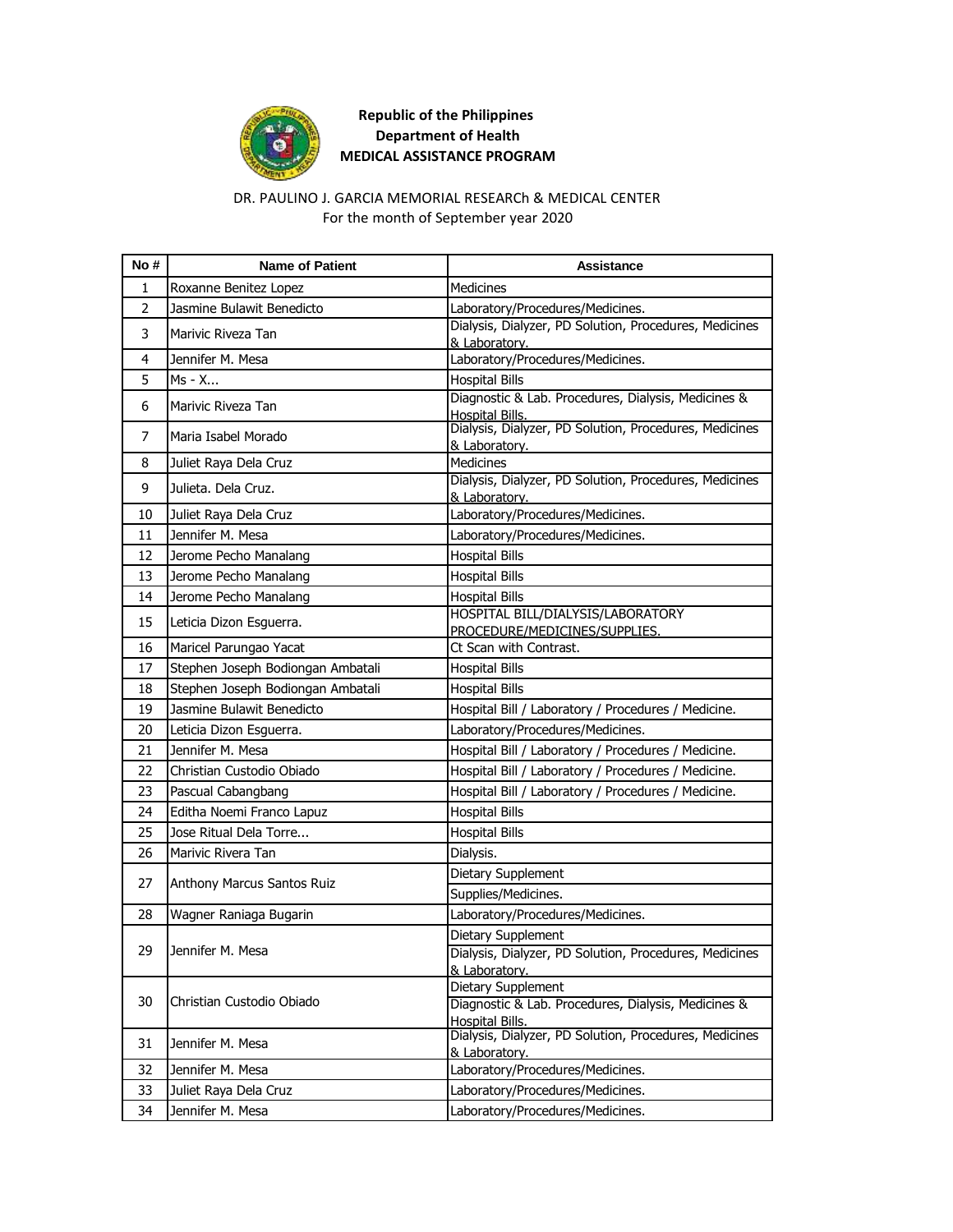**Republic of the Philippines**
**Department of Health**
**MEDICAL ASSISTANCE PROGRAM**

DR. PAULINO J. GARCIA MEMORIAL RESEARCh & MEDICAL CENTER
For the month of September year 2020

| No # | Name of Patient | Assistance |
|---|---|---|
| 1 | Roxanne Benitez Lopez | Medicines |
| 2 | Jasmine Bulawit Benedicto | Laboratory/Procedures/Medicines. |
| 3 | Marivic Riveza Tan | Dialysis, Dialyzer, PD Solution, Procedures, Medicines & Laboratory. |
| 4 | Jennifer M. Mesa | Laboratory/Procedures/Medicines. |
| 5 | Ms - X... | Hospital Bills |
| 6 | Marivic Riveza Tan | Diagnostic & Lab. Procedures, Dialysis, Medicines & Hospital Bills. |
| 7 | Maria Isabel Morado | Dialysis, Dialyzer, PD Solution, Procedures, Medicines & Laboratory. |
| 8 | Juliet Raya Dela Cruz | Medicines |
| 9 | Julieta. Dela Cruz. | Dialysis, Dialyzer, PD Solution, Procedures, Medicines & Laboratory. |
| 10 | Juliet Raya Dela Cruz | Laboratory/Procedures/Medicines. |
| 11 | Jennifer M. Mesa | Laboratory/Procedures/Medicines. |
| 12 | Jerome Pecho Manalang | Hospital Bills |
| 13 | Jerome Pecho Manalang | Hospital Bills |
| 14 | Jerome Pecho Manalang | Hospital Bills |
| 15 | Leticia Dizon Esguerra. | HOSPITAL BILL/DIALYSIS/LABORATORY PROCEDURE/MEDICINES/SUPPLIES. |
| 16 | Maricel Parungao Yacat | Ct Scan with Contrast. |
| 17 | Stephen Joseph Bodiongan Ambatali | Hospital Bills |
| 18 | Stephen Joseph Bodiongan Ambatali | Hospital Bills |
| 19 | Jasmine Bulawit Benedicto | Hospital Bill / Laboratory / Procedures / Medicine. |
| 20 | Leticia Dizon Esguerra. | Laboratory/Procedures/Medicines. |
| 21 | Jennifer M. Mesa | Hospital Bill / Laboratory / Procedures / Medicine. |
| 22 | Christian Custodio Obiado | Hospital Bill / Laboratory / Procedures / Medicine. |
| 23 | Pascual Cabangbang | Hospital Bill / Laboratory / Procedures / Medicine. |
| 24 | Editha Noemi Franco Lapuz | Hospital Bills |
| 25 | Jose Ritual Dela Torre... | Hospital Bills |
| 26 | Marivic Rivera Tan | Dialysis. |
| 27 | Anthony Marcus Santos Ruiz | Dietary Supplement |
| | | Supplies/Medicines. |
| 28 | Wagner Raniaga Bugarin | Laboratory/Procedures/Medicines. |
| 29 | Jennifer M. Mesa | Dietary Supplement |
| | | Dialysis, Dialyzer, PD Solution, Procedures, Medicines & Laboratory. |
| 30 | Christian Custodio Obiado | Dietary Supplement |
| | | Diagnostic & Lab. Procedures, Dialysis, Medicines & Hospital Bills. |
| 31 | Jennifer M. Mesa | Dialysis, Dialyzer, PD Solution, Procedures, Medicines & Laboratory. |
| 32 | Jennifer M. Mesa | Laboratory/Procedures/Medicines. |
| 33 | Juliet Raya Dela Cruz | Laboratory/Procedures/Medicines. |
| 34 | Jennifer M. Mesa | Laboratory/Procedures/Medicines. |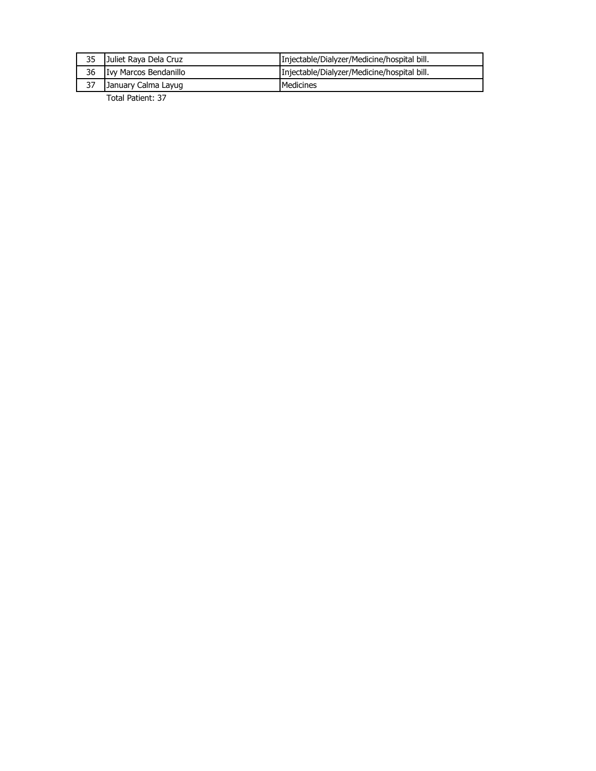| 35 | Juliet Raya Dela Cruz | Injectable/Dialyzer/Medicine/hospital bill. |
|---|---|---|
| 36 | Ivy Marcos Bendanillo | Injectable/Dialyzer/Medicine/hospital bill. |
| 37 | January Calma Layug | Medicines |

Total Patient: 37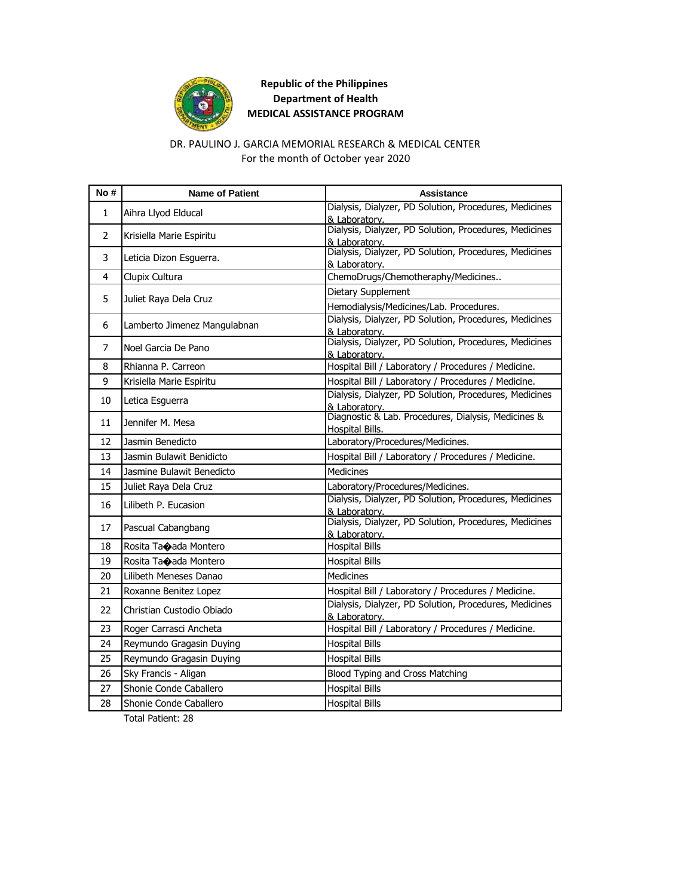**Republic of the Philippines**
**Department of Health**
**MEDICAL ASSISTANCE PROGRAM**

DR. PAULINO J. GARCIA MEMORIAL RESEARCh & MEDICAL CENTER
For the month of October year 2020

| No # | Name of Patient | Assistance |
|---|---|---|
| 1 | Aihra Llyod Elducal | Dialysis, Dialyzer, PD Solution, Procedures, Medicines & Laboratory. |
| 2 | Krisiella Marie Espiritu | Dialysis, Dialyzer, PD Solution, Procedures, Medicines & Laboratory. |
| 3 | Leticia Dizon Esguerra. | Dialysis, Dialyzer, PD Solution, Procedures, Medicines & Laboratory. |
| 4 | Clupix Cultura | ChemoDrugs/Chemotheraphy/Medicines.. |
| 5 | Juliet Raya Dela Cruz | Dietary Supplement |
| | | Hemodialysis/Medicines/Lab. Procedures. |
| 6 | Lamberto Jimenez Mangulabnan | Dialysis, Dialyzer, PD Solution, Procedures, Medicines & Laboratory. |
| 7 | Noel Garcia De Pano | Dialysis, Dialyzer, PD Solution, Procedures, Medicines & Laboratory. |
| 8 | Rhianna P. Carreon | Hospital Bill / Laboratory / Procedures / Medicine. |
| 9 | Krisiella Marie Espiritu | Hospital Bill / Laboratory / Procedures / Medicine. |
| 10 | Letica Esguerra | Dialysis, Dialyzer, PD Solution, Procedures, Medicines & Laboratory. |
| 11 | Jennifer M. Mesa | Diagnostic & Lab. Procedures, Dialysis, Medicines & Hospital Bills. |
| 12 | Jasmin Benedicto | Laboratory/Procedures/Medicines. |
| 13 | Jasmin Bulawit Benidicto | Hospital Bill / Laboratory / Procedures / Medicine. |
| 14 | Jasmine Bulawit Benedicto | Medicines |
| 15 | Juliet Raya Dela Cruz | Laboratory/Procedures/Medicines. |
| 16 | Lilibeth P. Eucasion | Dialysis, Dialyzer, PD Solution, Procedures, Medicines & Laboratory. |
| 17 | Pascual Cabangbang | Dialysis, Dialyzer, PD Solution, Procedures, Medicines & Laboratory. |
| 18 | Rosita Ta�ada Montero | Hospital Bills |
| 19 | Rosita Ta�ada Montero | Hospital Bills |
| 20 | Lilibeth Meneses Danao | Medicines |
| 21 | Roxanne Benitez Lopez | Hospital Bill / Laboratory / Procedures / Medicine. |
| 22 | Christian Custodio Obiado | Dialysis, Dialyzer, PD Solution, Procedures, Medicines & Laboratory. |
| 23 | Roger Carrasci Ancheta | Hospital Bill / Laboratory / Procedures / Medicine. |
| 24 | Reymundo Gragasin Duying | Hospital Bills |
| 25 | Reymundo Gragasin Duying | Hospital Bills |
| 26 | Sky Francis - Aligan | Blood Typing and Cross Matching |
| 27 | Shonie Conde Caballero | Hospital Bills |
| 28 | Shonie Conde Caballero | Hospital Bills |

Total Patient: 28